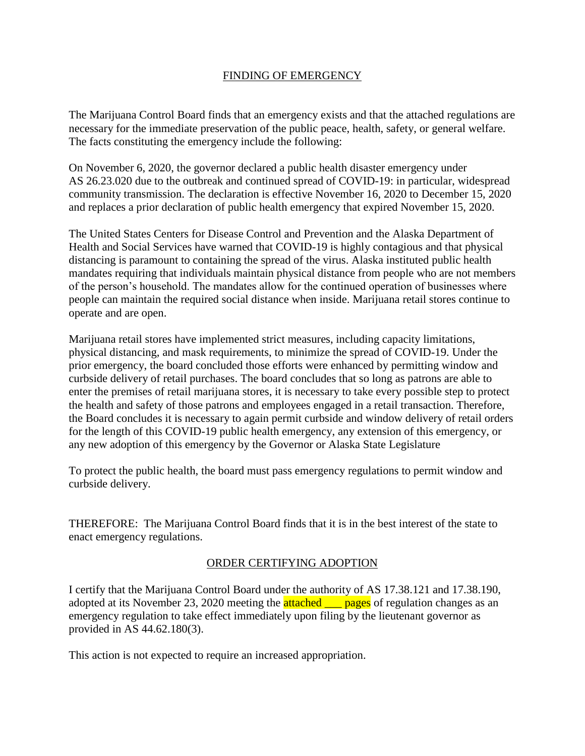## FINDING OF EMERGENCY

The Marijuana Control Board finds that an emergency exists and that the attached regulations are necessary for the immediate preservation of the public peace, health, safety, or general welfare. The facts constituting the emergency include the following:

On November 6, 2020, the governor declared a public health disaster emergency under AS 26.23.020 due to the outbreak and continued spread of COVID-19: in particular, widespread community transmission. The declaration is effective November 16, 2020 to December 15, 2020 and replaces a prior declaration of public health emergency that expired November 15, 2020.

The United States Centers for Disease Control and Prevention and the Alaska Department of Health and Social Services have warned that COVID-19 is highly contagious and that physical distancing is paramount to containing the spread of the virus. Alaska instituted public health mandates requiring that individuals maintain physical distance from people who are not members of the person's household. The mandates allow for the continued operation of businesses where people can maintain the required social distance when inside. Marijuana retail stores continue to operate and are open.

Marijuana retail stores have implemented strict measures, including capacity limitations, physical distancing, and mask requirements, to minimize the spread of COVID-19. Under the prior emergency, the board concluded those efforts were enhanced by permitting window and curbside delivery of retail purchases. The board concludes that so long as patrons are able to enter the premises of retail marijuana stores, it is necessary to take every possible step to protect the health and safety of those patrons and employees engaged in a retail transaction. Therefore, the Board concludes it is necessary to again permit curbside and window delivery of retail orders for the length of this COVID-19 public health emergency, any extension of this emergency, or any new adoption of this emergency by the Governor or Alaska State Legislature

To protect the public health, the board must pass emergency regulations to permit window and curbside delivery.

THEREFORE: The Marijuana Control Board finds that it is in the best interest of the state to enact emergency regulations.

## ORDER CERTIFYING ADOPTION

I certify that the Marijuana Control Board under the authority of AS 17.38.121 and 17.38.190, adopted at its November 23, 2020 meeting the attached ___ pages of regulation changes as an emergency regulation to take effect immediately upon filing by the lieutenant governor as provided in AS 44.62.180(3).

This action is not expected to require an increased appropriation.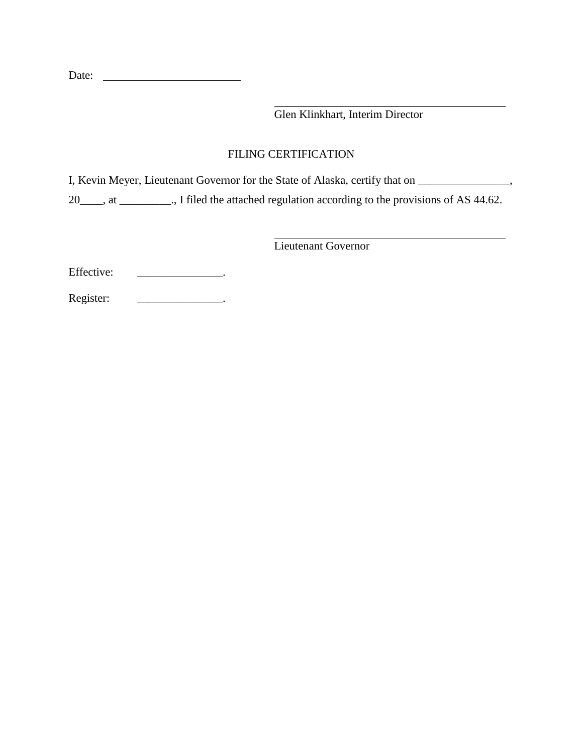Date: ________________________

________________________________________
Glen Klinkhart, Interim Director

FILING CERTIFICATION

I, Kevin Meyer, Lieutenant Governor for the State of Alaska, certify that on ________________, 20____, at _________., I filed the attached regulation according to the provisions of AS 44.62.

________________________________________
Lieutenant Governor

Effective: _______________.

Register: _______________.